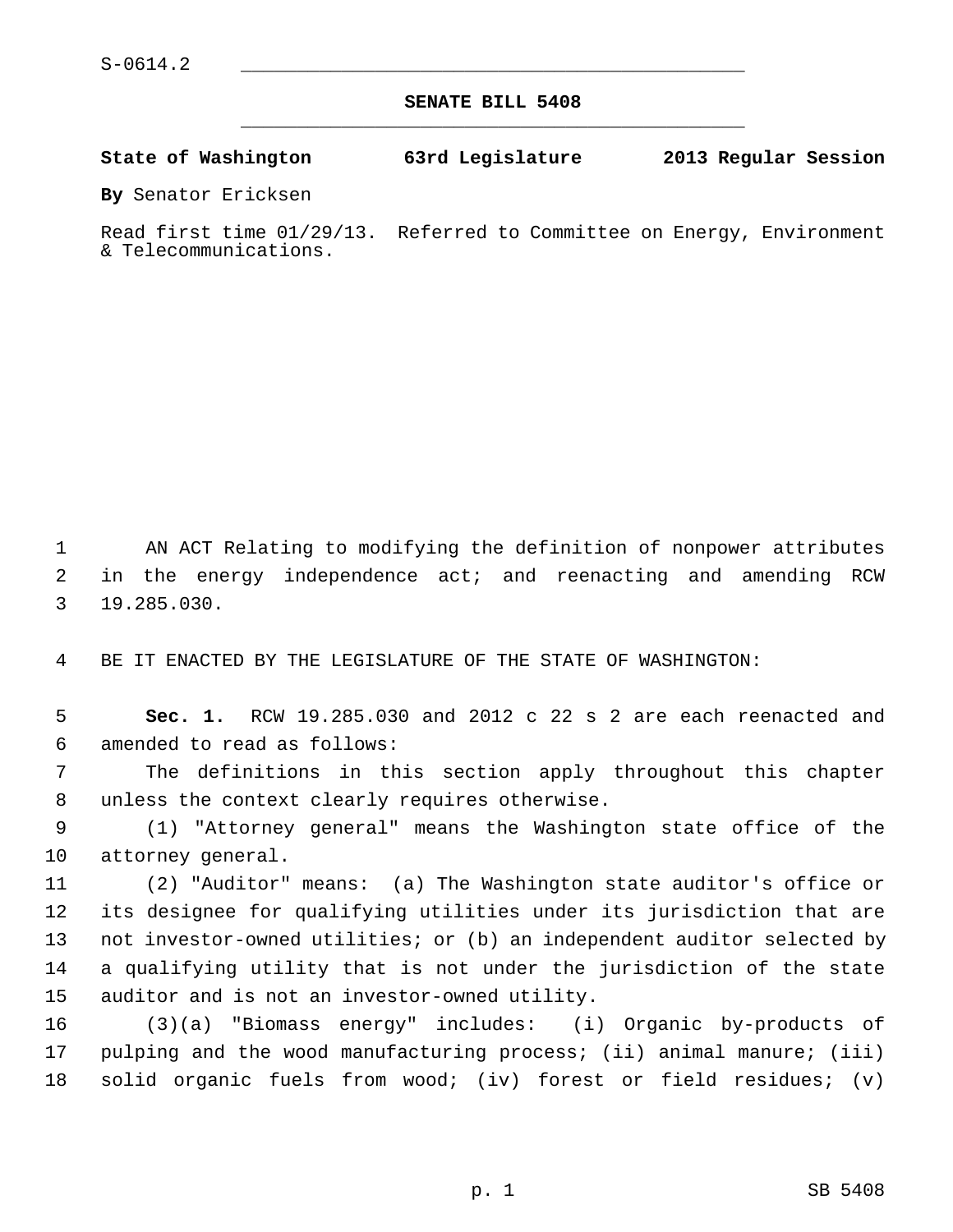S-0614.2

# SENATE BILL 5408

**State of Washington 63rd Legislature 2013 Regular Session**

**By** Senator Ericksen

Read first time 01/29/13. Referred to Committee on Energy, Environment & Telecommunications.

AN ACT Relating to modifying the definition of nonpower attributes in the energy independence act; and reenacting and amending RCW 19.285.030.

BE IT ENACTED BY THE LEGISLATURE OF THE STATE OF WASHINGTON:

**Sec. 1.** RCW 19.285.030 and 2012 c 22 s 2 are each reenacted and amended to read as follows:

The definitions in this section apply throughout this chapter unless the context clearly requires otherwise.

(1) "Attorney general" means the Washington state office of the attorney general.

(2) "Auditor" means: (a) The Washington state auditor's office or its designee for qualifying utilities under its jurisdiction that are not investor-owned utilities; or (b) an independent auditor selected by a qualifying utility that is not under the jurisdiction of the state auditor and is not an investor-owned utility.

(3)(a) "Biomass energy" includes: (i) Organic by-products of pulping and the wood manufacturing process; (ii) animal manure; (iii) solid organic fuels from wood; (iv) forest or field residues; (v)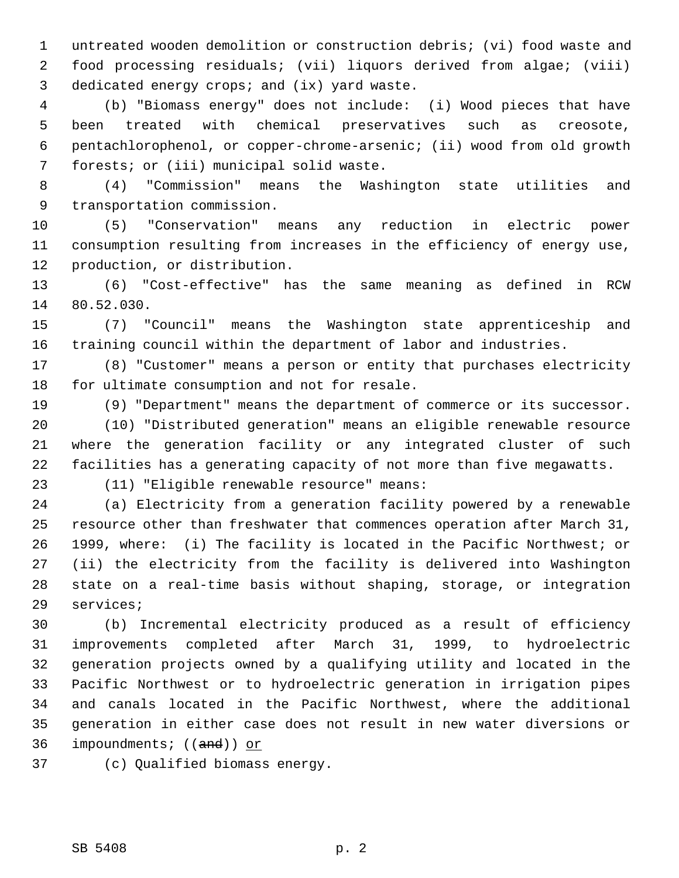untreated wooden demolition or construction debris; (vi) food waste and food processing residuals; (vii) liquors derived from algae; (viii) dedicated energy crops; and (ix) yard waste.

(b) "Biomass energy" does not include: (i) Wood pieces that have been treated with chemical preservatives such as creosote, pentachlorophenol, or copper-chrome-arsenic; (ii) wood from old growth forests; or (iii) municipal solid waste.

(4) "Commission" means the Washington state utilities and transportation commission.

(5) "Conservation" means any reduction in electric power consumption resulting from increases in the efficiency of energy use, production, or distribution.

(6) "Cost-effective" has the same meaning as defined in RCW 80.52.030.

(7) "Council" means the Washington state apprenticeship and training council within the department of labor and industries.

(8) "Customer" means a person or entity that purchases electricity for ultimate consumption and not for resale.

(9) "Department" means the department of commerce or its successor.

(10) "Distributed generation" means an eligible renewable resource where the generation facility or any integrated cluster of such facilities has a generating capacity of not more than five megawatts.

(11) "Eligible renewable resource" means:

(a) Electricity from a generation facility powered by a renewable resource other than freshwater that commences operation after March 31, 1999, where: (i) The facility is located in the Pacific Northwest; or (ii) the electricity from the facility is delivered into Washington state on a real-time basis without shaping, storage, or integration services;

(b) Incremental electricity produced as a result of efficiency improvements completed after March 31, 1999, to hydroelectric generation projects owned by a qualifying utility and located in the Pacific Northwest or to hydroelectric generation in irrigation pipes and canals located in the Pacific Northwest, where the additional generation in either case does not result in new water diversions or impoundments; ((~~and~~)) <u>or</u>

(c) Qualified biomass energy.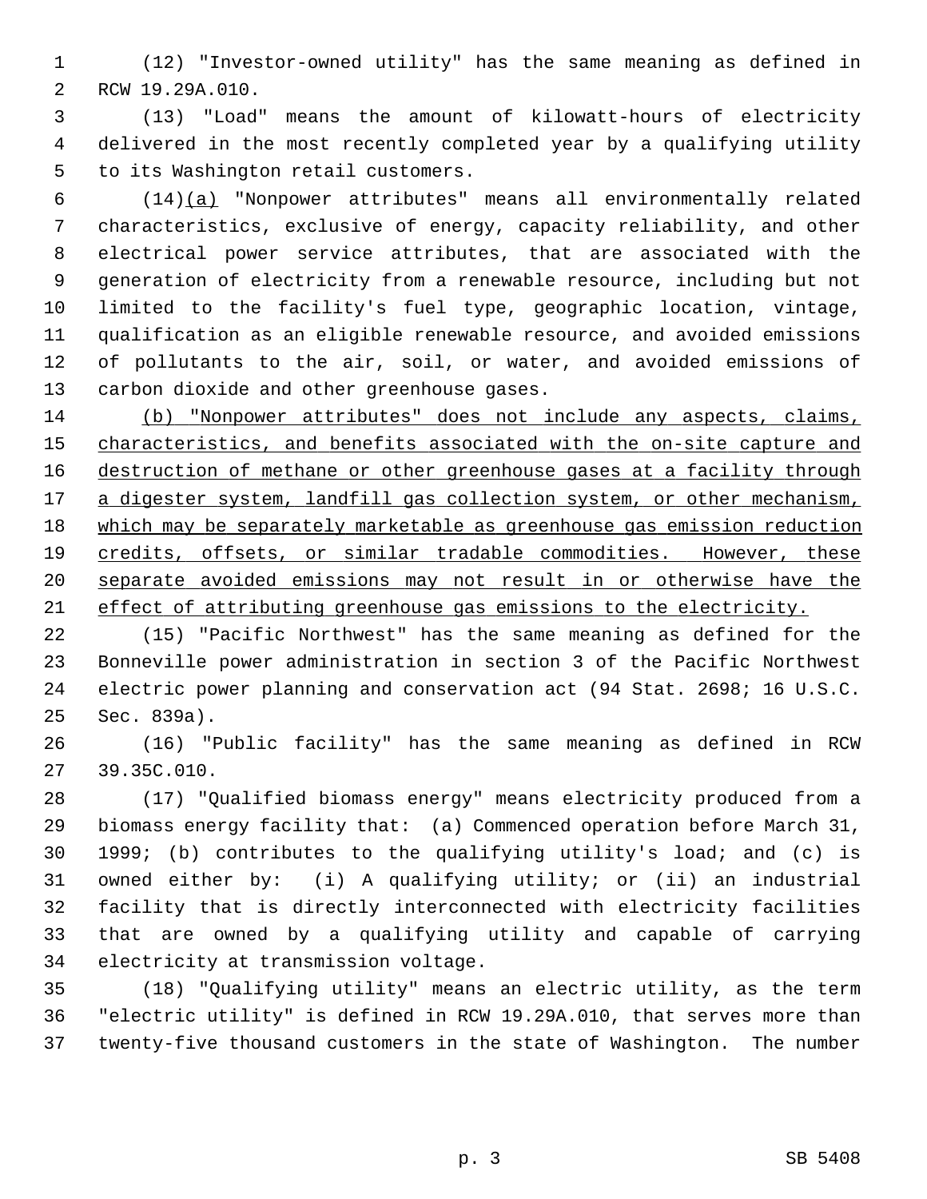(12) "Investor-owned utility" has the same meaning as defined in RCW 19.29A.010.

(13) "Load" means the amount of kilowatt-hours of electricity delivered in the most recently completed year by a qualifying utility to its Washington retail customers.

(14)<u>(a)</u> "Nonpower attributes" means all environmentally related characteristics, exclusive of energy, capacity reliability, and other electrical power service attributes, that are associated with the generation of electricity from a renewable resource, including but not limited to the facility's fuel type, geographic location, vintage, qualification as an eligible renewable resource, and avoided emissions of pollutants to the air, soil, or water, and avoided emissions of carbon dioxide and other greenhouse gases.

<u>(b) "Nonpower attributes" does not include any aspects, claims, characteristics, and benefits associated with the on-site capture and destruction of methane or other greenhouse gases at a facility through a digester system, landfill gas collection system, or other mechanism, which may be separately marketable as greenhouse gas emission reduction credits, offsets, or similar tradable commodities. However, these separate avoided emissions may not result in or otherwise have the effect of attributing greenhouse gas emissions to the electricity.</u>

(15) "Pacific Northwest" has the same meaning as defined for the Bonneville power administration in section 3 of the Pacific Northwest electric power planning and conservation act (94 Stat. 2698; 16 U.S.C. Sec. 839a).

(16) "Public facility" has the same meaning as defined in RCW 39.35C.010.

(17) "Qualified biomass energy" means electricity produced from a biomass energy facility that: (a) Commenced operation before March 31, 1999; (b) contributes to the qualifying utility's load; and (c) is owned either by: (i) A qualifying utility; or (ii) an industrial facility that is directly interconnected with electricity facilities that are owned by a qualifying utility and capable of carrying electricity at transmission voltage.

(18) "Qualifying utility" means an electric utility, as the term "electric utility" is defined in RCW 19.29A.010, that serves more than twenty-five thousand customers in the state of Washington. The number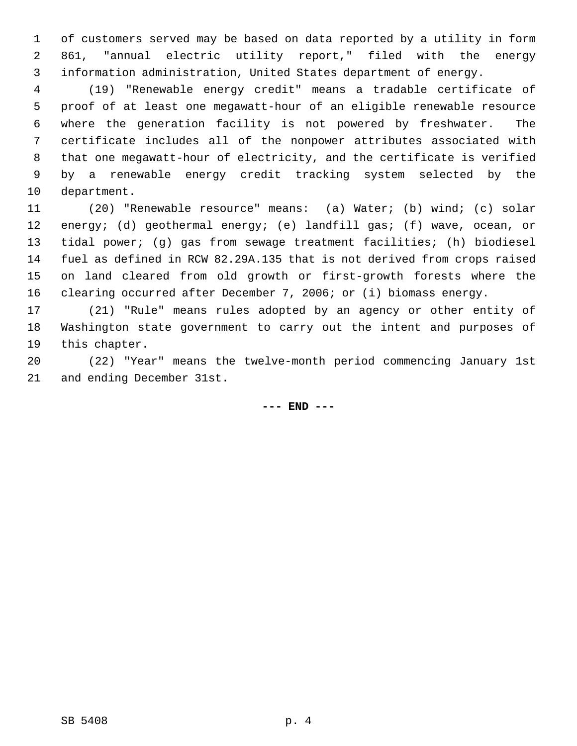of customers served may be based on data reported by a utility in form 861, "annual electric utility report," filed with the energy information administration, United States department of energy.

(19) "Renewable energy credit" means a tradable certificate of proof of at least one megawatt-hour of an eligible renewable resource where the generation facility is not powered by freshwater. The certificate includes all of the nonpower attributes associated with that one megawatt-hour of electricity, and the certificate is verified by a renewable energy credit tracking system selected by the department.

(20) "Renewable resource" means: (a) Water; (b) wind; (c) solar energy; (d) geothermal energy; (e) landfill gas; (f) wave, ocean, or tidal power; (g) gas from sewage treatment facilities; (h) biodiesel fuel as defined in RCW 82.29A.135 that is not derived from crops raised on land cleared from old growth or first-growth forests where the clearing occurred after December 7, 2006; or (i) biomass energy.

(21) "Rule" means rules adopted by an agency or other entity of Washington state government to carry out the intent and purposes of this chapter.

(22) "Year" means the twelve-month period commencing January 1st and ending December 31st.

**--- END ---**